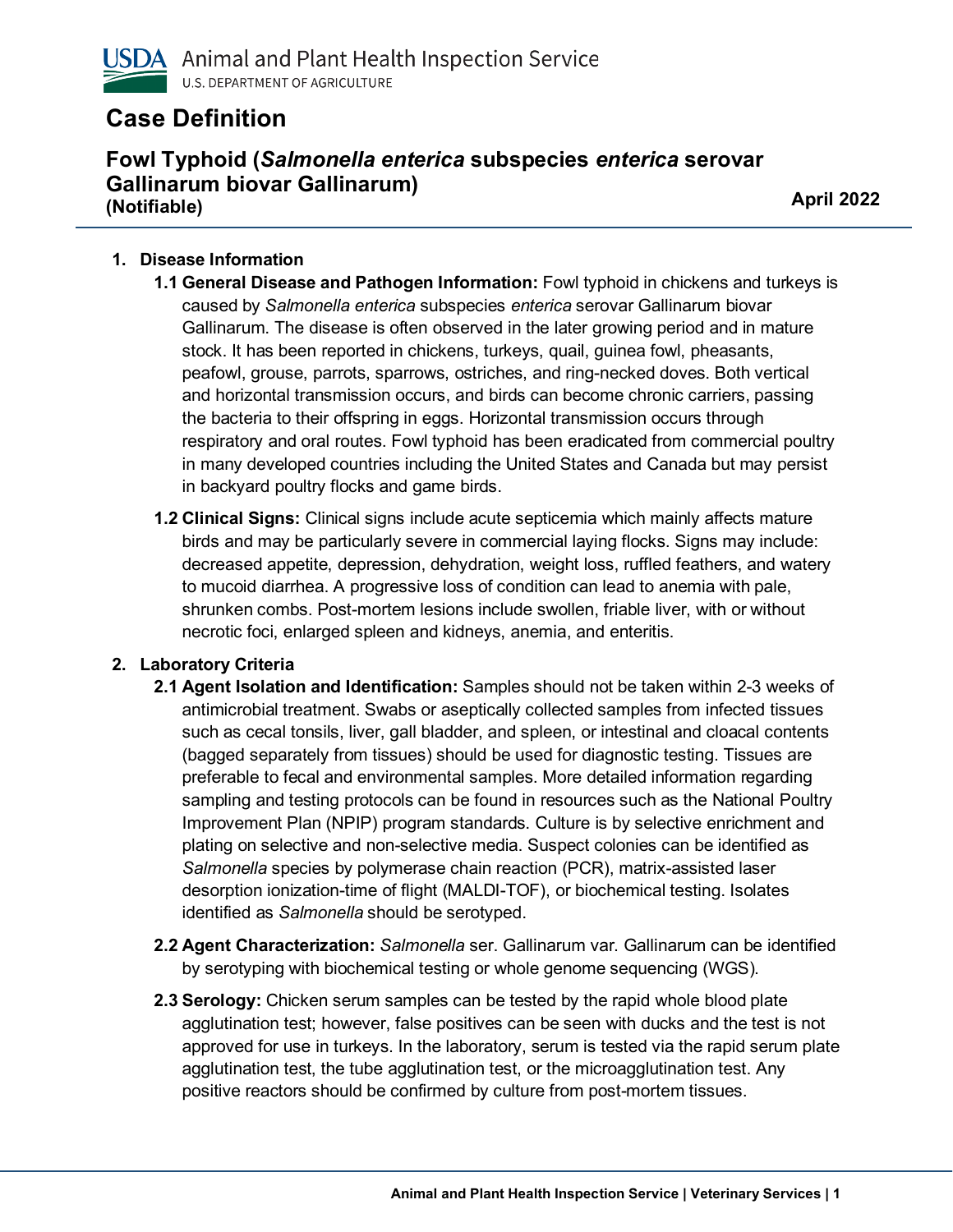USDA Animal and Plant Health Inspection Service
U.S. DEPARTMENT OF AGRICULTURE

# Case Definition

## Fowl Typhoid (*Salmonella enterica* subspecies *enterica* serovar Gallinarum biovar Gallinarum)
**(Notifiable)**

**April 2022**

1. **Disease Information**
    - **1.1 General Disease and Pathogen Information:** Fowl typhoid in chickens and turkeys is caused by *Salmonella enterica* subspecies *enterica* serovar Gallinarum biovar Gallinarum. The disease is often observed in the later growing period and in mature stock. It has been reported in chickens, turkeys, quail, guinea fowl, pheasants, peafowl, grouse, parrots, sparrows, ostriches, and ring-necked doves. Both vertical and horizontal transmission occurs, and birds can become chronic carriers, passing the bacteria to their offspring in eggs. Horizontal transmission occurs through respiratory and oral routes. Fowl typhoid has been eradicated from commercial poultry in many developed countries including the United States and Canada but may persist in backyard poultry flocks and game birds.
    - **1.2 Clinical Signs:** Clinical signs include acute septicemia which mainly affects mature birds and may be particularly severe in commercial laying flocks. Signs may include: decreased appetite, depression, dehydration, weight loss, ruffled feathers, and watery to mucoid diarrhea. A progressive loss of condition can lead to anemia with pale, shrunken combs. Post-mortem lesions include swollen, friable liver, with or without necrotic foci, enlarged spleen and kidneys, anemia, and enteritis.
2. **Laboratory Criteria**
    - **2.1 Agent Isolation and Identification:** Samples should not be taken within 2-3 weeks of antimicrobial treatment. Swabs or aseptically collected samples from infected tissues such as cecal tonsils, liver, gall bladder, and spleen, or intestinal and cloacal contents (bagged separately from tissues) should be used for diagnostic testing. Tissues are preferable to fecal and environmental samples. More detailed information regarding sampling and testing protocols can be found in resources such as the National Poultry Improvement Plan (NPIP) program standards. Culture is by selective enrichment and plating on selective and non-selective media. Suspect colonies can be identified as *Salmonella* species by polymerase chain reaction (PCR), matrix-assisted laser desorption ionization-time of flight (MALDI-TOF), or biochemical testing. Isolates identified as *Salmonella* should be serotyped.
    - **2.2 Agent Characterization:** *Salmonella* ser. Gallinarum var. Gallinarum can be identified by serotyping with biochemical testing or whole genome sequencing (WGS).
    - **2.3 Serology:** Chicken serum samples can be tested by the rapid whole blood plate agglutination test; however, false positives can be seen with ducks and the test is not approved for use in turkeys. In the laboratory, serum is tested via the rapid serum plate agglutination test, the tube agglutination test, or the microagglutination test. Any positive reactors should be confirmed by culture from post-mortem tissues.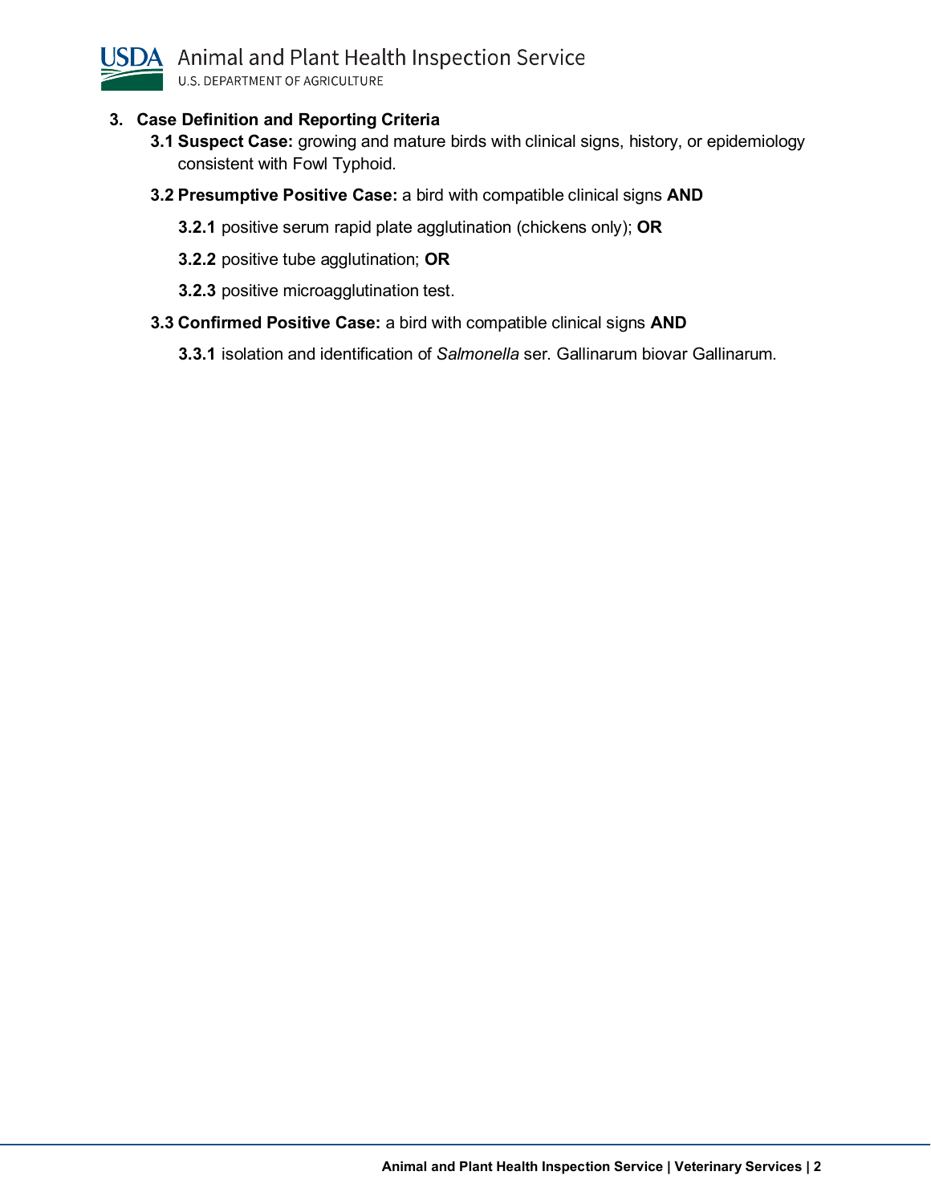## 3. Case Definition and Reporting Criteria

**3.1 Suspect Case:** growing and mature birds with clinical signs, history, or epidemiology consistent with Fowl Typhoid.

**3.2 Presumptive Positive Case:** a bird with compatible clinical signs **AND**

**3.2.1** positive serum rapid plate agglutination (chickens only); **OR**

**3.2.2** positive tube agglutination; **OR**

**3.2.3** positive microagglutination test.

**3.3 Confirmed Positive Case:** a bird with compatible clinical signs **AND**

**3.3.1** isolation and identification of *Salmonella* ser. Gallinarum biovar Gallinarum.